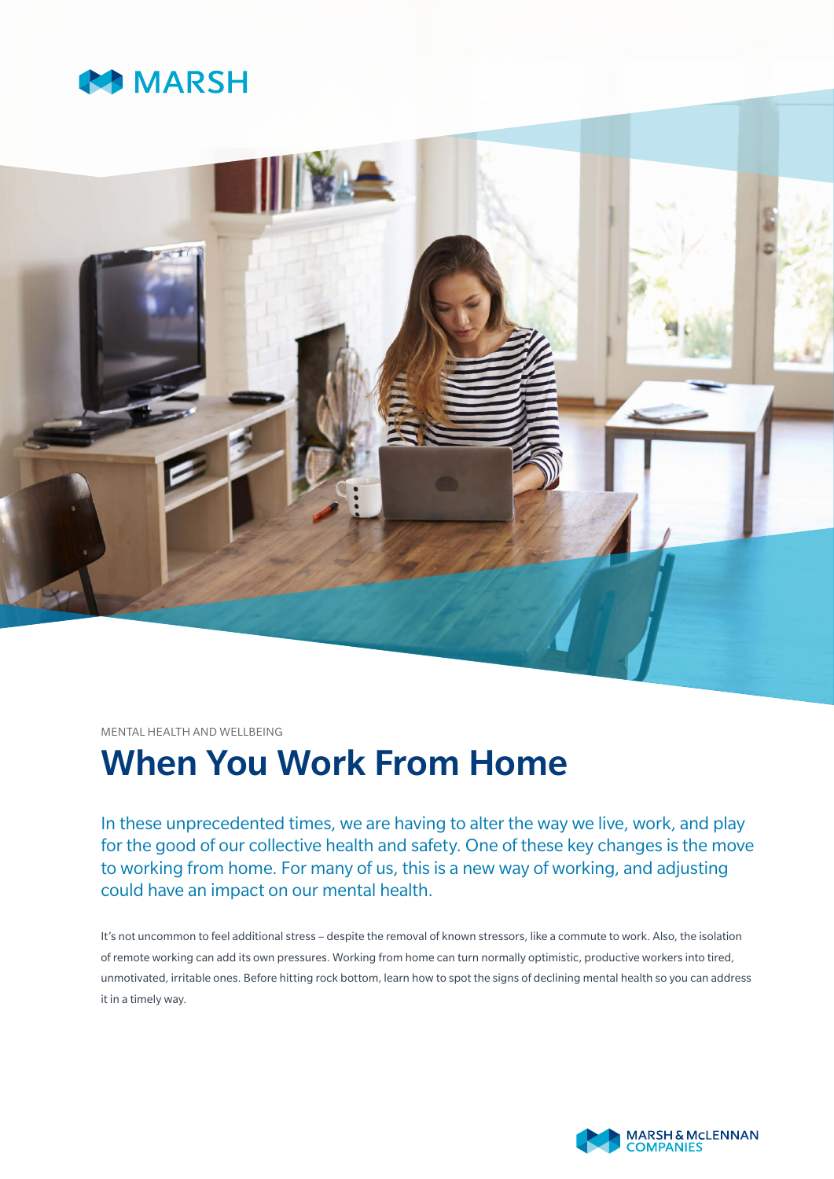MARSH

MENTAL HEALTH AND WELLBEING

# When You Work From Home

In these unprecedented times, we are having to alter the way we live, work, and play for the good of our collective health and safety. One of these key changes is the move to working from home. For many of us, this is a new way of working, and adjusting could have an impact on our mental health.

It's not uncommon to feel additional stress – despite the removal of known stressors, like a commute to work. Also, the isolation of remote working can add its own pressures. Working from home can turn normally optimistic, productive workers into tired, unmotivated, irritable ones. Before hitting rock bottom, learn how to spot the signs of declining mental health so you can address it in a timely way.

MARSH & McLENNAN COMPANIES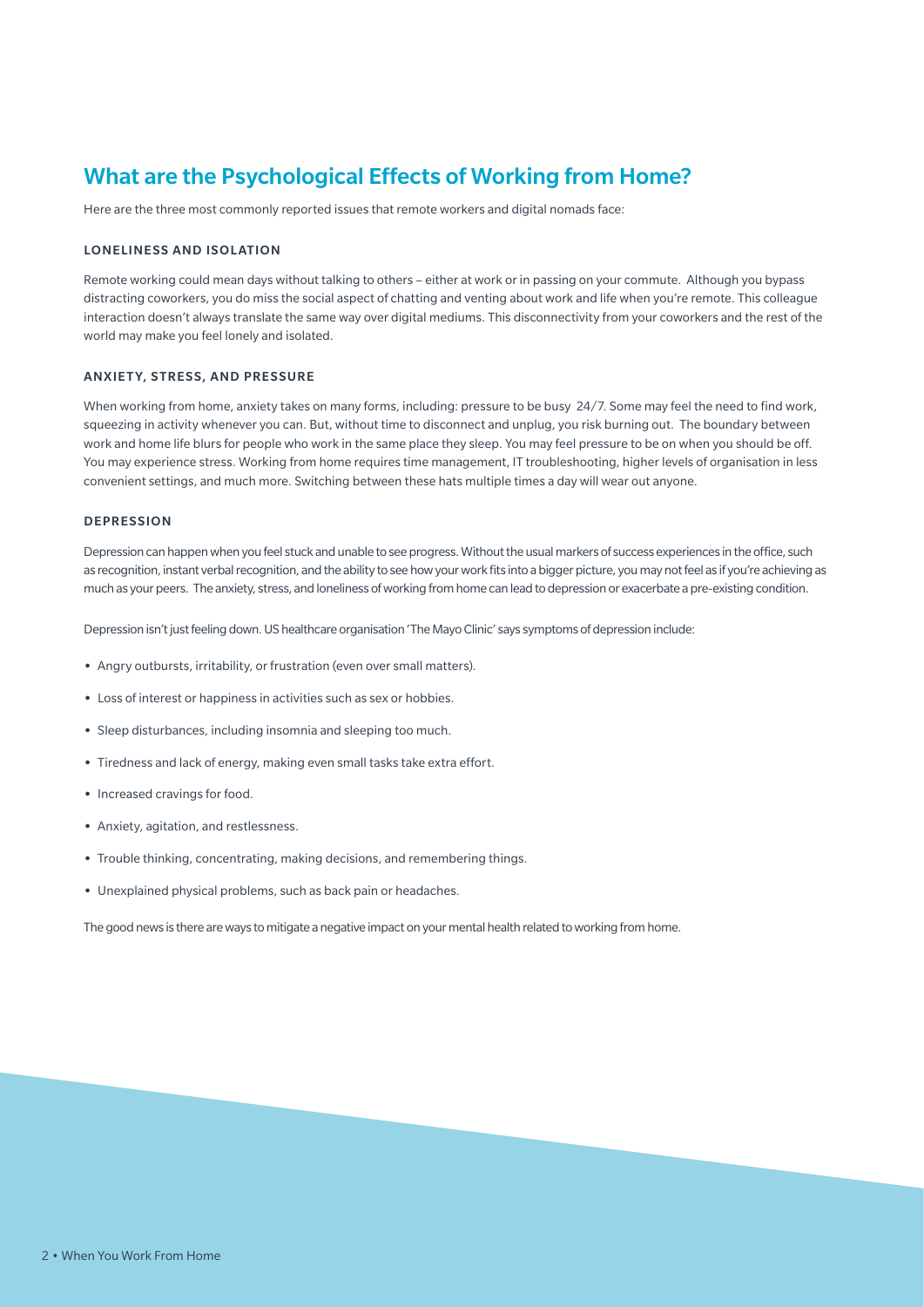## What are the Psychological Effects of Working from Home?

Here are the three most commonly reported issues that remote workers and digital nomads face:

### LONELINESS AND ISOLATION

Remote working could mean days without talking to others – either at work or in passing on your commute. Although you bypass distracting coworkers, you do miss the social aspect of chatting and venting about work and life when you're remote. This colleague interaction doesn't always translate the same way over digital mediums. This disconnectivity from your coworkers and the rest of the world may make you feel lonely and isolated.

### ANXIETY, STRESS, AND PRESSURE

When working from home, anxiety takes on many forms, including: pressure to be busy 24/7. Some may feel the need to find work, squeezing in activity whenever you can. But, without time to disconnect and unplug, you risk burning out. The boundary between work and home life blurs for people who work in the same place they sleep. You may feel pressure to be on when you should be off. You may experience stress. Working from home requires time management, IT troubleshooting, higher levels of organisation in less convenient settings, and much more. Switching between these hats multiple times a day will wear out anyone.

### DEPRESSION

Depression can happen when you feel stuck and unable to see progress. Without the usual markers of success experiences in the office, such as recognition, instant verbal recognition, and the ability to see how your work fits into a bigger picture, you may not feel as if you're achieving as much as your peers. The anxiety, stress, and loneliness of working from home can lead to depression or exacerbate a pre-existing condition.

Depression isn't just feeling down. US healthcare organisation 'The Mayo Clinic' says symptoms of depression include:

- Angry outbursts, irritability, or frustration (even over small matters).
- Loss of interest or happiness in activities such as sex or hobbies.
- Sleep disturbances, including insomnia and sleeping too much.
- Tiredness and lack of energy, making even small tasks take extra effort.
- Increased cravings for food.
- Anxiety, agitation, and restlessness.
- Trouble thinking, concentrating, making decisions, and remembering things.
- Unexplained physical problems, such as back pain or headaches.

The good news is there are ways to mitigate a negative impact on your mental health related to working from home.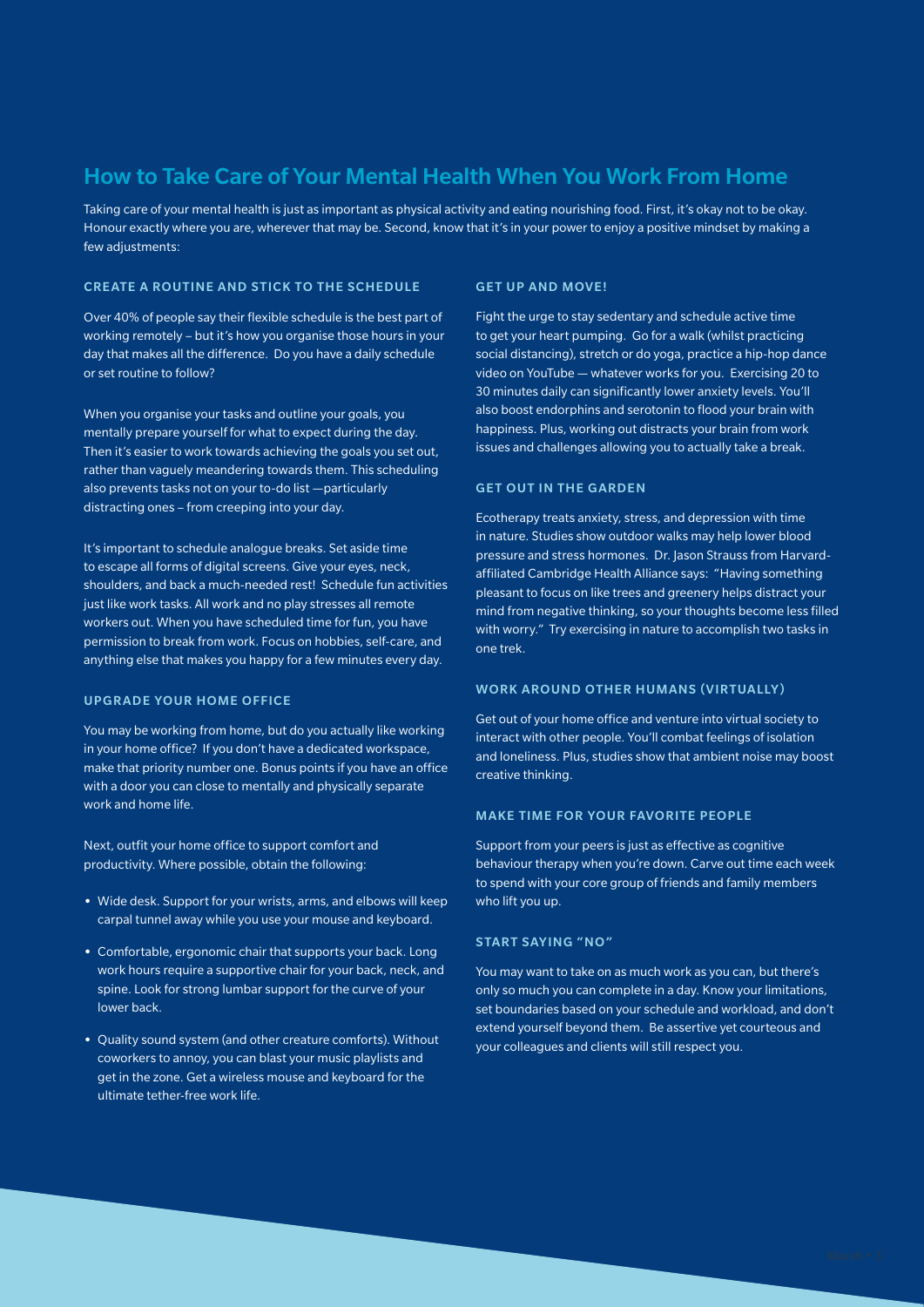## How to Take Care of Your Mental Health When You Work From Home

Taking care of your mental health is just as important as physical activity and eating nourishing food. First, it's okay not to be okay. Honour exactly where you are, wherever that may be. Second, know that it's in your power to enjoy a positive mindset by making a few adjustments:

### CREATE A ROUTINE AND STICK TO THE SCHEDULE

Over 40% of people say their flexible schedule is the best part of working remotely – but it's how you organise those hours in your day that makes all the difference. Do you have a daily schedule or set routine to follow?

When you organise your tasks and outline your goals, you mentally prepare yourself for what to expect during the day. Then it's easier to work towards achieving the goals you set out, rather than vaguely meandering towards them. This scheduling also prevents tasks not on your to-do list —particularly distracting ones – from creeping into your day.

It's important to schedule analogue breaks. Set aside time to escape all forms of digital screens. Give your eyes, neck, shoulders, and back a much-needed rest! Schedule fun activities just like work tasks. All work and no play stresses all remote workers out. When you have scheduled time for fun, you have permission to break from work. Focus on hobbies, self-care, and anything else that makes you happy for a few minutes every day.

### UPGRADE YOUR HOME OFFICE

You may be working from home, but do you actually like working in your home office? If you don't have a dedicated workspace, make that priority number one. Bonus points if you have an office with a door you can close to mentally and physically separate work and home life.

Next, outfit your home office to support comfort and productivity. Where possible, obtain the following:

- Wide desk. Support for your wrists, arms, and elbows will keep carpal tunnel away while you use your mouse and keyboard.
- Comfortable, ergonomic chair that supports your back. Long work hours require a supportive chair for your back, neck, and spine. Look for strong lumbar support for the curve of your lower back.
- Quality sound system (and other creature comforts). Without coworkers to annoy, you can blast your music playlists and get in the zone. Get a wireless mouse and keyboard for the ultimate tether-free work life.

### GET UP AND MOVE!

Fight the urge to stay sedentary and schedule active time to get your heart pumping. Go for a walk (whilst practicing social distancing), stretch or do yoga, practice a hip-hop dance video on YouTube — whatever works for you. Exercising 20 to 30 minutes daily can significantly lower anxiety levels. You'll also boost endorphins and serotonin to flood your brain with happiness. Plus, working out distracts your brain from work issues and challenges allowing you to actually take a break.

### GET OUT IN THE GARDEN

Ecotherapy treats anxiety, stress, and depression with time in nature. Studies show outdoor walks may help lower blood pressure and stress hormones. Dr. Jason Strauss from Harvard-affiliated Cambridge Health Alliance says: "Having something pleasant to focus on like trees and greenery helps distract your mind from negative thinking, so your thoughts become less filled with worry." Try exercising in nature to accomplish two tasks in one trek.

### WORK AROUND OTHER HUMANS (VIRTUALLY)

Get out of your home office and venture into virtual society to interact with other people. You'll combat feelings of isolation and loneliness. Plus, studies show that ambient noise may boost creative thinking.

### MAKE TIME FOR YOUR FAVORITE PEOPLE

Support from your peers is just as effective as cognitive behaviour therapy when you're down. Carve out time each week to spend with your core group of friends and family members who lift you up.

### START SAYING "NO"

You may want to take on as much work as you can, but there's only so much you can complete in a day. Know your limitations, set boundaries based on your schedule and workload, and don't extend yourself beyond them. Be assertive yet courteous and your colleagues and clients will still respect you.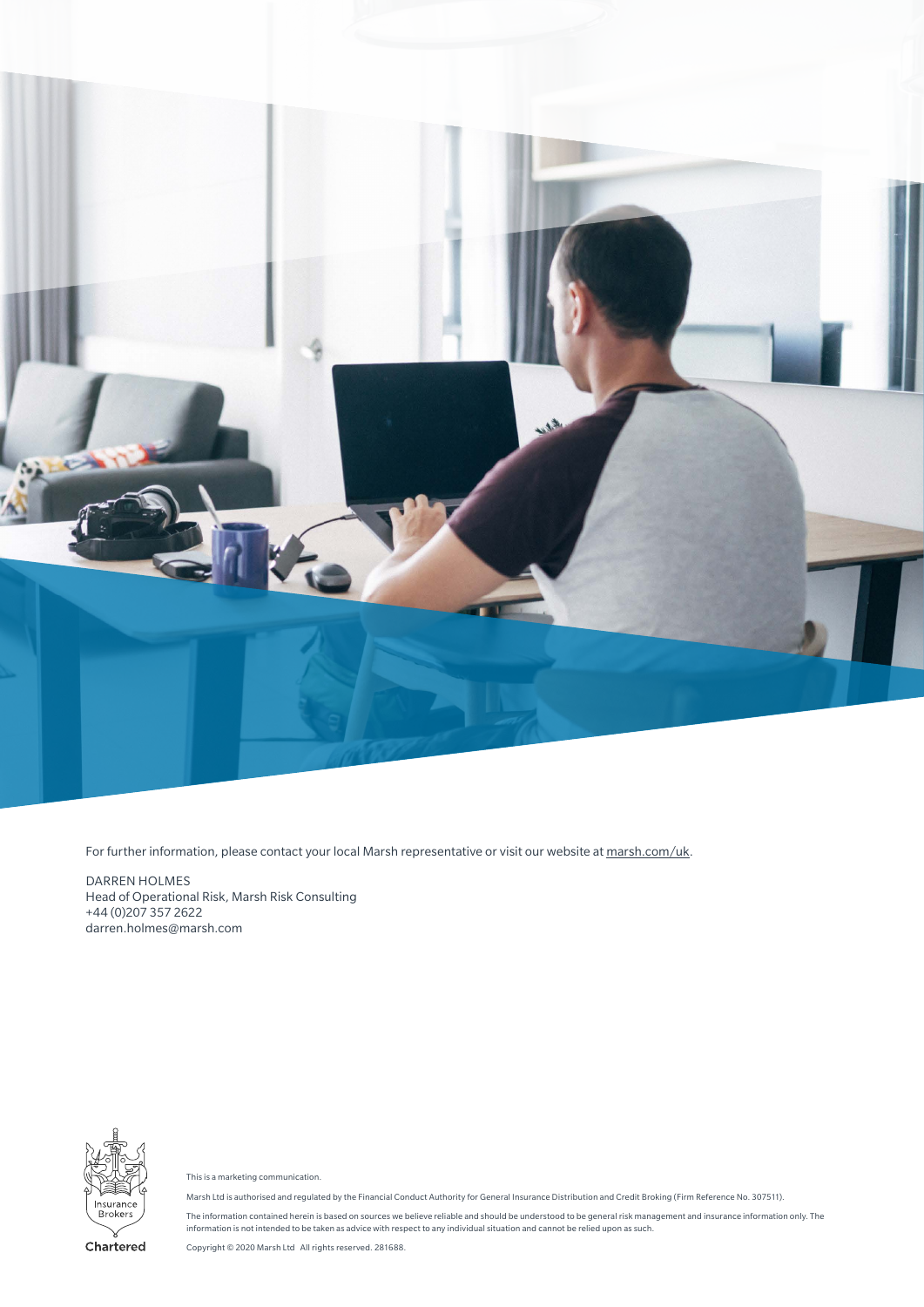For further information, please contact your local Marsh representative or visit our website at marsh.com/uk.

DARREN HOLMES
Head of Operational Risk, Marsh Risk Consulting
+44 (0)207 357 2622
darren.holmes@marsh.com

Insurance Brokers
Chartered

This is a marketing communication.

Marsh Ltd is authorised and regulated by the Financial Conduct Authority for General Insurance Distribution and Credit Broking (Firm Reference No. 307511).

The information contained herein is based on sources we believe reliable and should be understood to be general risk management and insurance information only. The information is not intended to be taken as advice with respect to any individual situation and cannot be relied upon as such.

Copyright © 2020 Marsh Ltd All rights reserved. 281688.